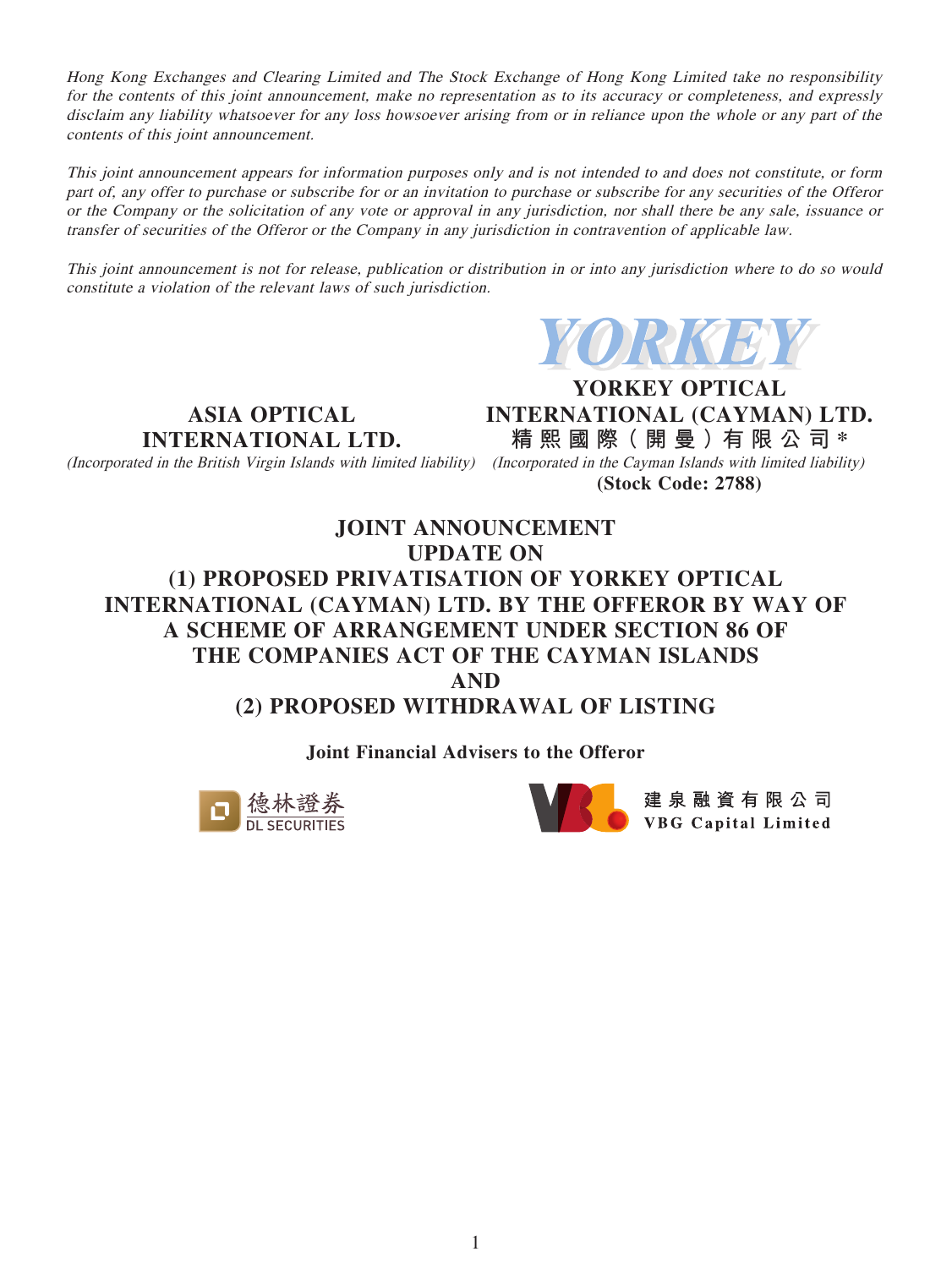*Hong Kong Exchanges and Clearing Limited and The Stock Exchange of Hong Kong Limited take no responsibility for the contents of this joint announcement, make no representation as to its accuracy or completeness, and expressly disclaim any liability whatsoever for any loss howsoever arising from or in reliance upon the whole or any part of the contents of this joint announcement.*

*This joint announcement appears for information purposes only and is not intended to and does not constitute, or form part of, any offer to purchase or subscribe for or an invitation to purchase or subscribe for any securities of the Offeror or the Company or the solicitation of any vote or approval in any jurisdiction, nor shall there be any sale, issuance or transfer of securities of the Offeror or the Company in any jurisdiction in contravention of applicable law.*

*This joint announcement is not for release, publication or distribution in or into any jurisdiction where to do so would constitute a violation of the relevant laws of such jurisdiction.*

**ASIA OPTICAL INTERNATIONAL LTD.**

*(Incorporated in the British Virgin Islands with limited liability)*

YORKEY

**YORKEY OPTICAL INTERNATIONAL (CAYMAN) LTD.**

**精熙國際（開曼）有限公司***

*(Incorporated in the Cayman Islands with limited liability)*

**(Stock Code: 2788)**

# JOINT ANNOUNCEMENT
# UPDATE ON
# (1) PROPOSED PRIVATISATION OF YORKEY OPTICAL INTERNATIONAL (CAYMAN) LTD. BY THE OFFEROR BY WAY OF A SCHEME OF ARRANGEMENT UNDER SECTION 86 OF THE COMPANIES ACT OF THE CAYMAN ISLANDS
# AND
# (2) PROPOSED WITHDRAWAL OF LISTING

**Joint Financial Advisers to the Offeror**

德林證券 DL SECURITIES

建泉融資有限公司 VBG Capital Limited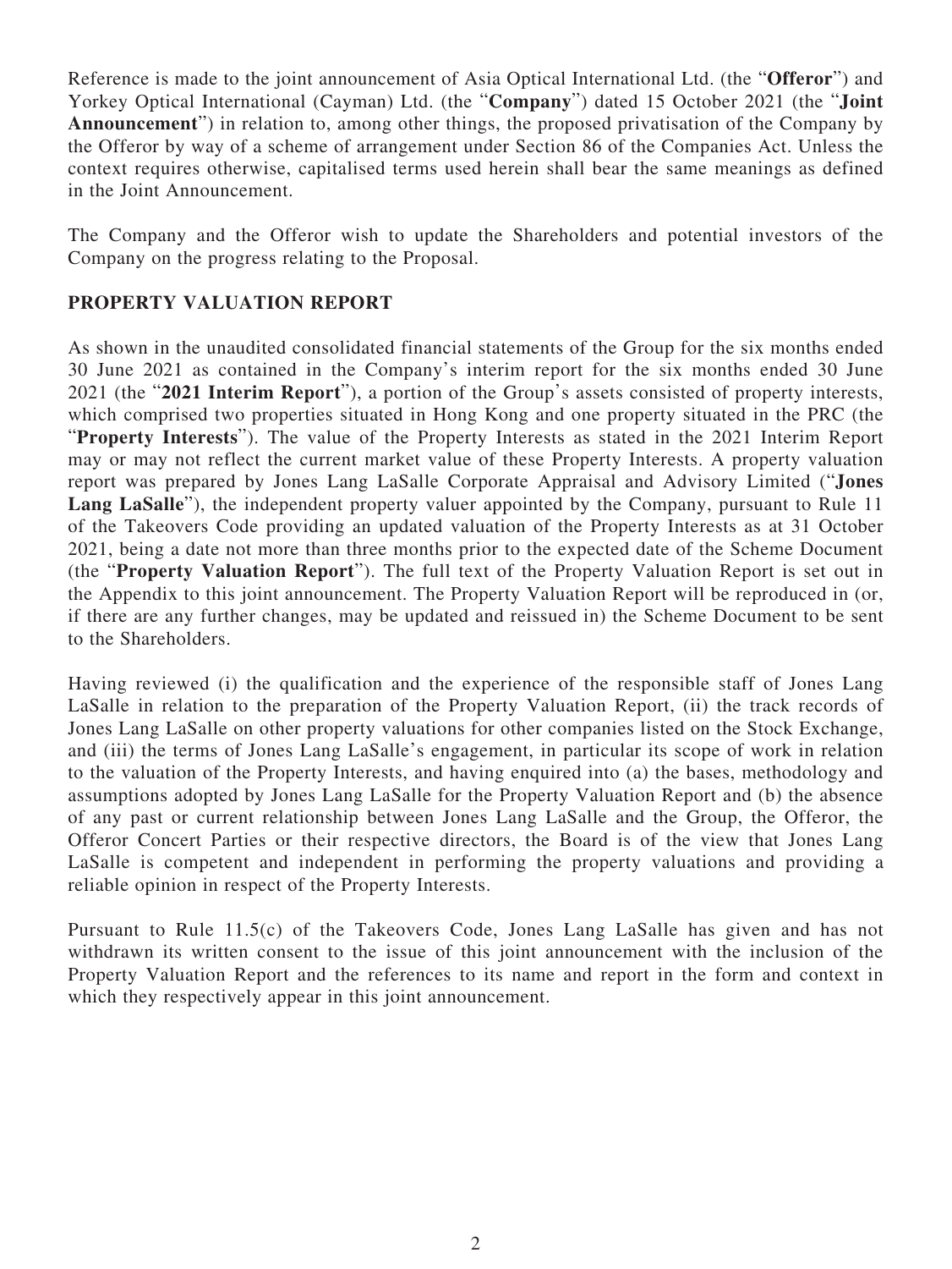Reference is made to the joint announcement of Asia Optical International Ltd. (the "**Offeror**") and Yorkey Optical International (Cayman) Ltd. (the "**Company**") dated 15 October 2021 (the "**Joint Announcement**") in relation to, among other things, the proposed privatisation of the Company by the Offeror by way of a scheme of arrangement under Section 86 of the Companies Act. Unless the context requires otherwise, capitalised terms used herein shall bear the same meanings as defined in the Joint Announcement.

The Company and the Offeror wish to update the Shareholders and potential investors of the Company on the progress relating to the Proposal.

## PROPERTY VALUATION REPORT

As shown in the unaudited consolidated financial statements of the Group for the six months ended 30 June 2021 as contained in the Company's interim report for the six months ended 30 June 2021 (the "**2021 Interim Report**"), a portion of the Group's assets consisted of property interests, which comprised two properties situated in Hong Kong and one property situated in the PRC (the "**Property Interests**"). The value of the Property Interests as stated in the 2021 Interim Report may or may not reflect the current market value of these Property Interests. A property valuation report was prepared by Jones Lang LaSalle Corporate Appraisal and Advisory Limited ("**Jones Lang LaSalle**"), the independent property valuer appointed by the Company, pursuant to Rule 11 of the Takeovers Code providing an updated valuation of the Property Interests as at 31 October 2021, being a date not more than three months prior to the expected date of the Scheme Document (the "**Property Valuation Report**"). The full text of the Property Valuation Report is set out in the Appendix to this joint announcement. The Property Valuation Report will be reproduced in (or, if there are any further changes, may be updated and reissued in) the Scheme Document to be sent to the Shareholders.

Having reviewed (i) the qualification and the experience of the responsible staff of Jones Lang LaSalle in relation to the preparation of the Property Valuation Report, (ii) the track records of Jones Lang LaSalle on other property valuations for other companies listed on the Stock Exchange, and (iii) the terms of Jones Lang LaSalle's engagement, in particular its scope of work in relation to the valuation of the Property Interests, and having enquired into (a) the bases, methodology and assumptions adopted by Jones Lang LaSalle for the Property Valuation Report and (b) the absence of any past or current relationship between Jones Lang LaSalle and the Group, the Offeror, the Offeror Concert Parties or their respective directors, the Board is of the view that Jones Lang LaSalle is competent and independent in performing the property valuations and providing a reliable opinion in respect of the Property Interests.

Pursuant to Rule 11.5(c) of the Takeovers Code, Jones Lang LaSalle has given and has not withdrawn its written consent to the issue of this joint announcement with the inclusion of the Property Valuation Report and the references to its name and report in the form and context in which they respectively appear in this joint announcement.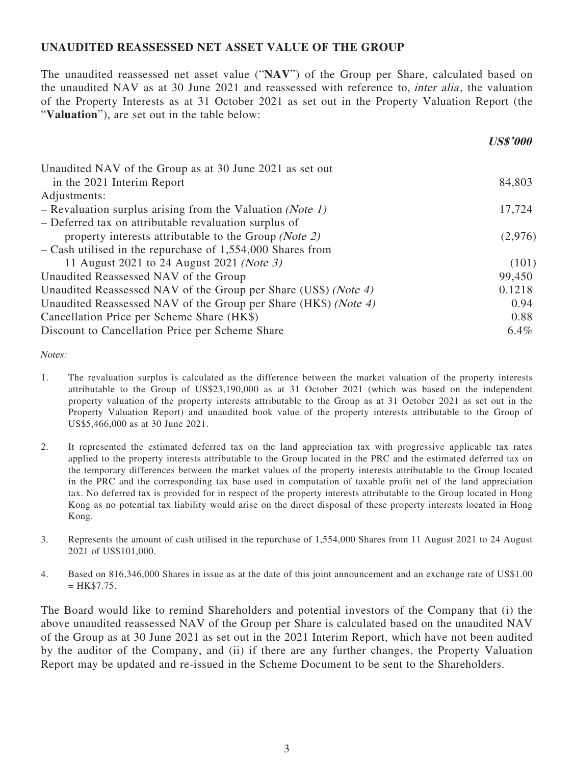## UNAUDITED REASSESSED NET ASSET VALUE OF THE GROUP

The unaudited reassessed net asset value ("**NAV**") of the Group per Share, calculated based on the unaudited NAV as at 30 June 2021 and reassessed with reference to, *inter alia*, the valuation of the Property Interests as at 31 October 2021 as set out in the Property Valuation Report (the "**Valuation**"), are set out in the table below:

| | ***US$'000*** |
|---|---|
| Unaudited NAV of the Group as at 30 June 2021 as set out in the 2021 Interim Report | 84,803 |
| Adjustments: | |
| – Revaluation surplus arising from the Valuation *(Note 1)* | 17,724 |
| – Deferred tax on attributable revaluation surplus of property interests attributable to the Group *(Note 2)* | (2,976) |
| – Cash utilised in the repurchase of 1,554,000 Shares from 11 August 2021 to 24 August 2021 *(Note 3)* | (101) |
| Unaudited Reassessed NAV of the Group | 99,450 |
| Unaudited Reassessed NAV of the Group per Share (US$) *(Note 4)* | 0.1218 |
| Unaudited Reassessed NAV of the Group per Share (HK$) *(Note 4)* | 0.94 |
| Cancellation Price per Scheme Share (HK$) | 0.88 |
| Discount to Cancellation Price per Scheme Share | 6.4% |

*Notes:*

1. The revaluation surplus is calculated as the difference between the market valuation of the property interests attributable to the Group of US$23,190,000 as at 31 October 2021 (which was based on the independent property valuation of the property interests attributable to the Group as at 31 October 2021 as set out in the Property Valuation Report) and unaudited book value of the property interests attributable to the Group of US$5,466,000 as at 30 June 2021.

2. It represented the estimated deferred tax on the land appreciation tax with progressive applicable tax rates applied to the property interests attributable to the Group located in the PRC and the estimated deferred tax on the temporary differences between the market values of the property interests attributable to the Group located in the PRC and the corresponding tax base used in computation of taxable profit net of the land appreciation tax. No deferred tax is provided for in respect of the property interests attributable to the Group located in Hong Kong as no potential tax liability would arise on the direct disposal of these property interests located in Hong Kong.

3. Represents the amount of cash utilised in the repurchase of 1,554,000 Shares from 11 August 2021 to 24 August 2021 of US$101,000.

4. Based on 816,346,000 Shares in issue as at the date of this joint announcement and an exchange rate of US$1.00 = HK$7.75.

The Board would like to remind Shareholders and potential investors of the Company that (i) the above unaudited reassessed NAV of the Group per Share is calculated based on the unaudited NAV of the Group as at 30 June 2021 as set out in the 2021 Interim Report, which have not been audited by the auditor of the Company, and (ii) if there are any further changes, the Property Valuation Report may be updated and re-issued in the Scheme Document to be sent to the Shareholders.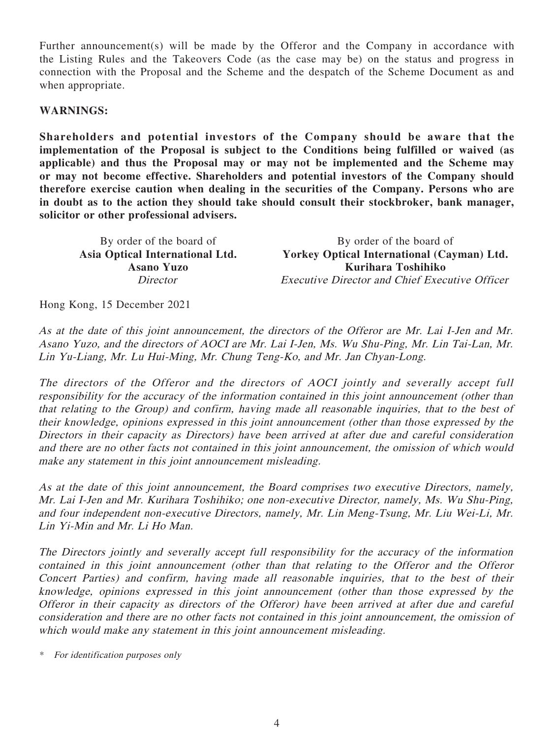Further announcement(s) will be made by the Offeror and the Company in accordance with the Listing Rules and the Takeovers Code (as the case may be) on the status and progress in connection with the Proposal and the Scheme and the despatch of the Scheme Document as and when appropriate.

**WARNINGS:**

**Shareholders and potential investors of the Company should be aware that the implementation of the Proposal is subject to the Conditions being fulfilled or waived (as applicable) and thus the Proposal may or may not be implemented and the Scheme may or may not become effective. Shareholders and potential investors of the Company should therefore exercise caution when dealing in the securities of the Company. Persons who are in doubt as to the action they should take should consult their stockbroker, bank manager, solicitor or other professional advisers.**

By order of the board of
**Asia Optical International Ltd.**
**Asano Yuzo**
*Director*

By order of the board of
**Yorkey Optical International (Cayman) Ltd.**
**Kurihara Toshihiko**
*Executive Director and Chief Executive Officer*

Hong Kong, 15 December 2021

*As at the date of this joint announcement, the directors of the Offeror are Mr. Lai I-Jen and Mr. Asano Yuzo, and the directors of AOCI are Mr. Lai I-Jen, Ms. Wu Shu-Ping, Mr. Lin Tai-Lan, Mr. Lin Yu-Liang, Mr. Lu Hui-Ming, Mr. Chung Teng-Ko, and Mr. Jan Chyan-Long.*

*The directors of the Offeror and the directors of AOCI jointly and severally accept full responsibility for the accuracy of the information contained in this joint announcement (other than that relating to the Group) and confirm, having made all reasonable inquiries, that to the best of their knowledge, opinions expressed in this joint announcement (other than those expressed by the Directors in their capacity as Directors) have been arrived at after due and careful consideration and there are no other facts not contained in this joint announcement, the omission of which would make any statement in this joint announcement misleading.*

*As at the date of this joint announcement, the Board comprises two executive Directors, namely, Mr. Lai I-Jen and Mr. Kurihara Toshihiko; one non-executive Director, namely, Ms. Wu Shu-Ping, and four independent non-executive Directors, namely, Mr. Lin Meng-Tsung, Mr. Liu Wei-Li, Mr. Lin Yi-Min and Mr. Li Ho Man.*

*The Directors jointly and severally accept full responsibility for the accuracy of the information contained in this joint announcement (other than that relating to the Offeror and the Offeror Concert Parties) and confirm, having made all reasonable inquiries, that to the best of their knowledge, opinions expressed in this joint announcement (other than those expressed by the Offeror in their capacity as directors of the Offeror) have been arrived at after due and careful consideration and there are no other facts not contained in this joint announcement, the omission of which would make any statement in this joint announcement misleading.*

\* *For identification purposes only*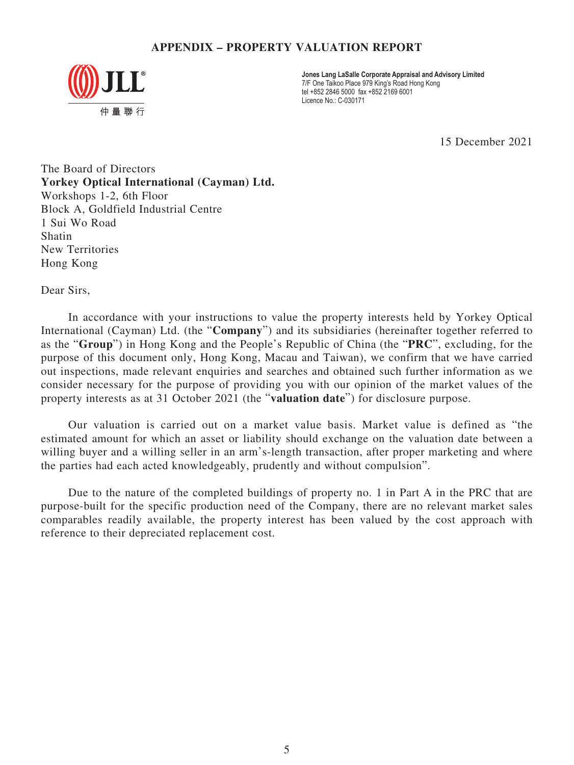## APPENDIX – PROPERTY VALUATION REPORT

**Jones Lang LaSalle Corporate Appraisal and Advisory Limited**
7/F One Taikoo Place 979 King's Road Hong Kong
tel +852 2846 5000 fax +852 2169 6001
Licence No.: C-030171

15 December 2021

The Board of Directors
**Yorkey Optical International (Cayman) Ltd.**
Workshops 1-2, 6th Floor
Block A, Goldfield Industrial Centre
1 Sui Wo Road
Shatin
New Territories
Hong Kong

Dear Sirs,

In accordance with your instructions to value the property interests held by Yorkey Optical International (Cayman) Ltd. (the "**Company**") and its subsidiaries (hereinafter together referred to as the "**Group**") in Hong Kong and the People's Republic of China (the "**PRC**", excluding, for the purpose of this document only, Hong Kong, Macau and Taiwan), we confirm that we have carried out inspections, made relevant enquiries and searches and obtained such further information as we consider necessary for the purpose of providing you with our opinion of the market values of the property interests as at 31 October 2021 (the "**valuation date**") for disclosure purpose.

Our valuation is carried out on a market value basis. Market value is defined as "the estimated amount for which an asset or liability should exchange on the valuation date between a willing buyer and a willing seller in an arm's-length transaction, after proper marketing and where the parties had each acted knowledgeably, prudently and without compulsion".

Due to the nature of the completed buildings of property no. 1 in Part A in the PRC that are purpose-built for the specific production need of the Company, there are no relevant market sales comparables readily available, the property interest has been valued by the cost approach with reference to their depreciated replacement cost.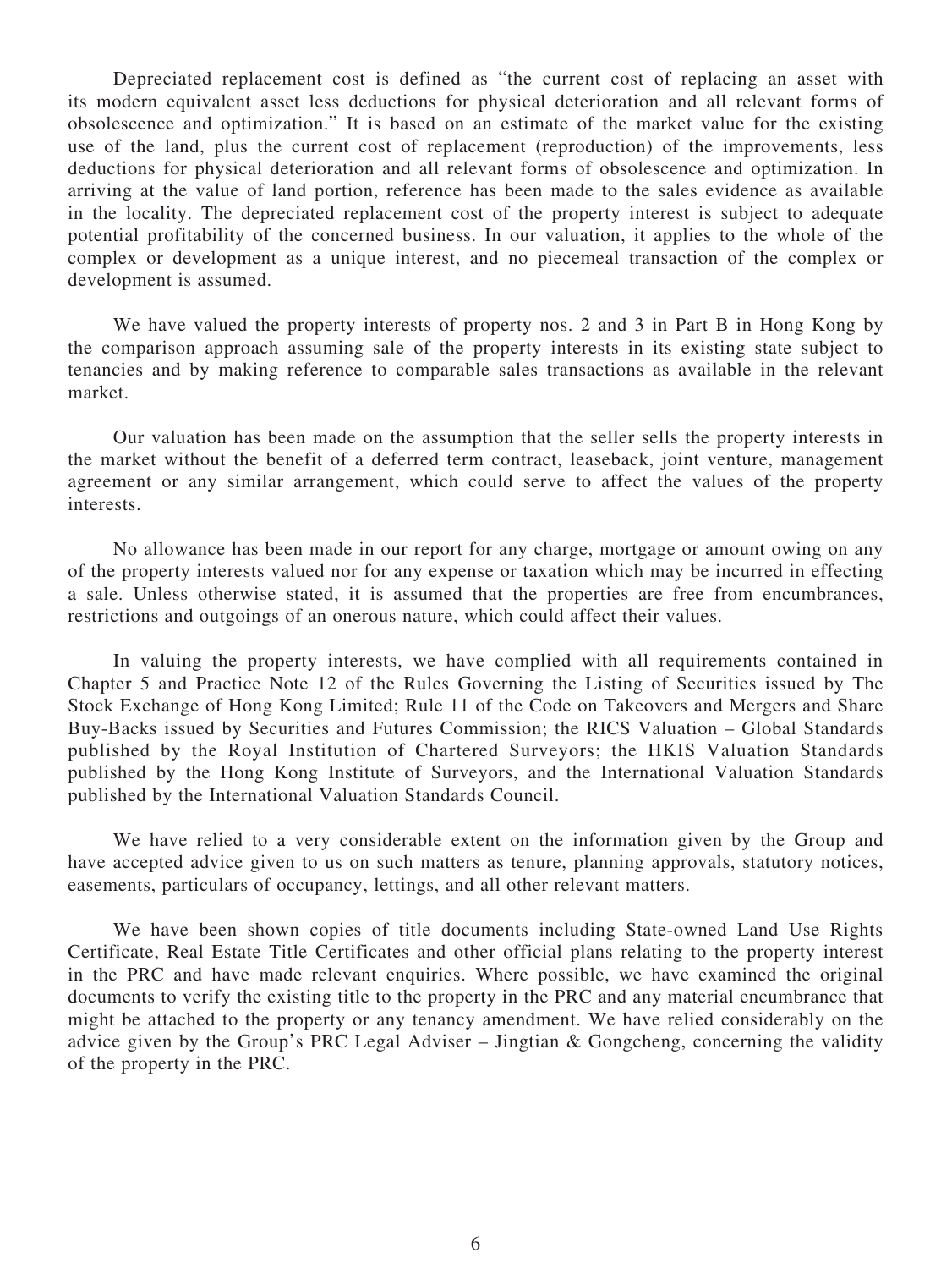Depreciated replacement cost is defined as "the current cost of replacing an asset with its modern equivalent asset less deductions for physical deterioration and all relevant forms of obsolescence and optimization." It is based on an estimate of the market value for the existing use of the land, plus the current cost of replacement (reproduction) of the improvements, less deductions for physical deterioration and all relevant forms of obsolescence and optimization. In arriving at the value of land portion, reference has been made to the sales evidence as available in the locality. The depreciated replacement cost of the property interest is subject to adequate potential profitability of the concerned business. In our valuation, it applies to the whole of the complex or development as a unique interest, and no piecemeal transaction of the complex or development is assumed.

We have valued the property interests of property nos. 2 and 3 in Part B in Hong Kong by the comparison approach assuming sale of the property interests in its existing state subject to tenancies and by making reference to comparable sales transactions as available in the relevant market.

Our valuation has been made on the assumption that the seller sells the property interests in the market without the benefit of a deferred term contract, leaseback, joint venture, management agreement or any similar arrangement, which could serve to affect the values of the property interests.

No allowance has been made in our report for any charge, mortgage or amount owing on any of the property interests valued nor for any expense or taxation which may be incurred in effecting a sale. Unless otherwise stated, it is assumed that the properties are free from encumbrances, restrictions and outgoings of an onerous nature, which could affect their values.

In valuing the property interests, we have complied with all requirements contained in Chapter 5 and Practice Note 12 of the Rules Governing the Listing of Securities issued by The Stock Exchange of Hong Kong Limited; Rule 11 of the Code on Takeovers and Mergers and Share Buy-Backs issued by Securities and Futures Commission; the RICS Valuation – Global Standards published by the Royal Institution of Chartered Surveyors; the HKIS Valuation Standards published by the Hong Kong Institute of Surveyors, and the International Valuation Standards published by the International Valuation Standards Council.

We have relied to a very considerable extent on the information given by the Group and have accepted advice given to us on such matters as tenure, planning approvals, statutory notices, easements, particulars of occupancy, lettings, and all other relevant matters.

We have been shown copies of title documents including State-owned Land Use Rights Certificate, Real Estate Title Certificates and other official plans relating to the property interest in the PRC and have made relevant enquiries. Where possible, we have examined the original documents to verify the existing title to the property in the PRC and any material encumbrance that might be attached to the property or any tenancy amendment. We have relied considerably on the advice given by the Group's PRC Legal Adviser – Jingtian & Gongcheng, concerning the validity of the property in the PRC.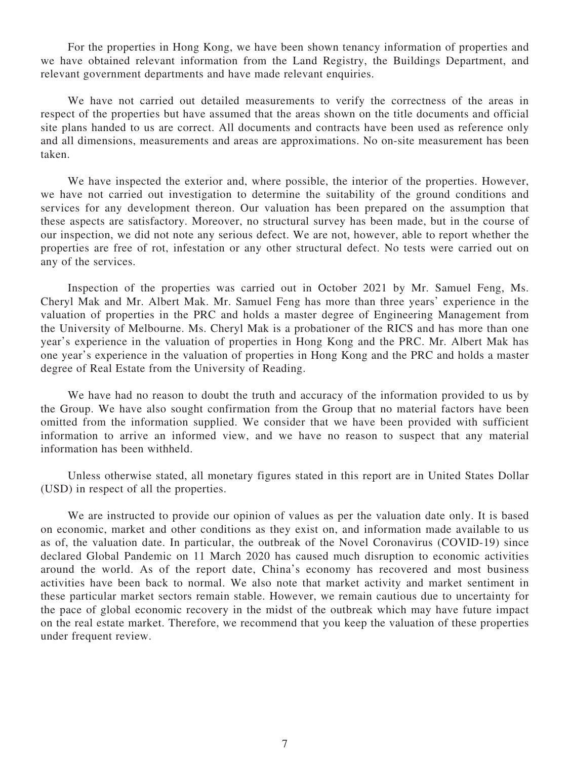For the properties in Hong Kong, we have been shown tenancy information of properties and we have obtained relevant information from the Land Registry, the Buildings Department, and relevant government departments and have made relevant enquiries.

We have not carried out detailed measurements to verify the correctness of the areas in respect of the properties but have assumed that the areas shown on the title documents and official site plans handed to us are correct. All documents and contracts have been used as reference only and all dimensions, measurements and areas are approximations. No on-site measurement has been taken.

We have inspected the exterior and, where possible, the interior of the properties. However, we have not carried out investigation to determine the suitability of the ground conditions and services for any development thereon. Our valuation has been prepared on the assumption that these aspects are satisfactory. Moreover, no structural survey has been made, but in the course of our inspection, we did not note any serious defect. We are not, however, able to report whether the properties are free of rot, infestation or any other structural defect. No tests were carried out on any of the services.

Inspection of the properties was carried out in October 2021 by Mr. Samuel Feng, Ms. Cheryl Mak and Mr. Albert Mak. Mr. Samuel Feng has more than three years' experience in the valuation of properties in the PRC and holds a master degree of Engineering Management from the University of Melbourne. Ms. Cheryl Mak is a probationer of the RICS and has more than one year's experience in the valuation of properties in Hong Kong and the PRC. Mr. Albert Mak has one year's experience in the valuation of properties in Hong Kong and the PRC and holds a master degree of Real Estate from the University of Reading.

We have had no reason to doubt the truth and accuracy of the information provided to us by the Group. We have also sought confirmation from the Group that no material factors have been omitted from the information supplied. We consider that we have been provided with sufficient information to arrive an informed view, and we have no reason to suspect that any material information has been withheld.

Unless otherwise stated, all monetary figures stated in this report are in United States Dollar (USD) in respect of all the properties.

We are instructed to provide our opinion of values as per the valuation date only. It is based on economic, market and other conditions as they exist on, and information made available to us as of, the valuation date. In particular, the outbreak of the Novel Coronavirus (COVID-19) since declared Global Pandemic on 11 March 2020 has caused much disruption to economic activities around the world. As of the report date, China's economy has recovered and most business activities have been back to normal. We also note that market activity and market sentiment in these particular market sectors remain stable. However, we remain cautious due to uncertainty for the pace of global economic recovery in the midst of the outbreak which may have future impact on the real estate market. Therefore, we recommend that you keep the valuation of these properties under frequent review.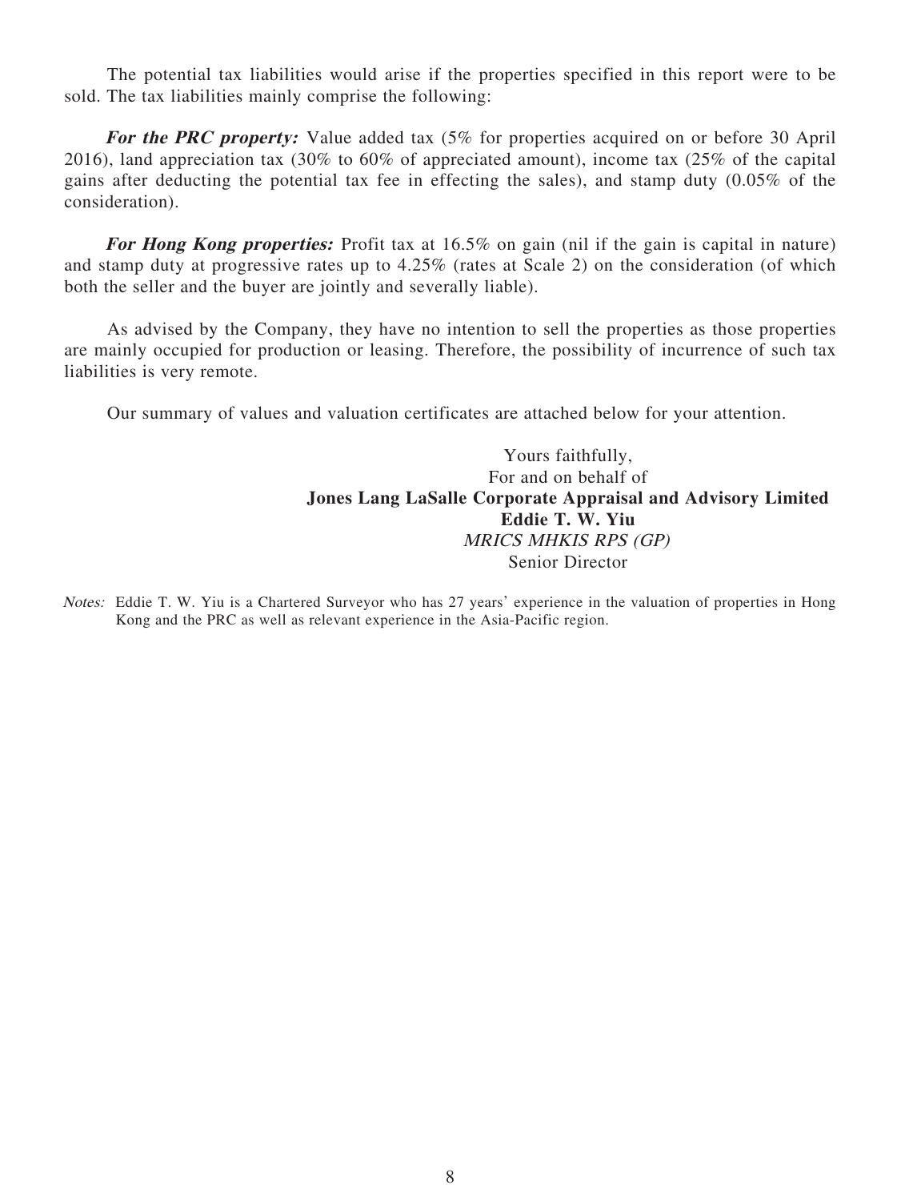The potential tax liabilities would arise if the properties specified in this report were to be sold. The tax liabilities mainly comprise the following:

***For the PRC property:*** Value added tax (5% for properties acquired on or before 30 April 2016), land appreciation tax (30% to 60% of appreciated amount), income tax (25% of the capital gains after deducting the potential tax fee in effecting the sales), and stamp duty (0.05% of the consideration).

***For Hong Kong properties:*** Profit tax at 16.5% on gain (nil if the gain is capital in nature) and stamp duty at progressive rates up to 4.25% (rates at Scale 2) on the consideration (of which both the seller and the buyer are jointly and severally liable).

As advised by the Company, they have no intention to sell the properties as those properties are mainly occupied for production or leasing. Therefore, the possibility of incurrence of such tax liabilities is very remote.

Our summary of values and valuation certificates are attached below for your attention.

Yours faithfully,
For and on behalf of
**Jones Lang LaSalle Corporate Appraisal and Advisory Limited**
**Eddie T. W. Yiu**
*MRICS MHKIS RPS (GP)*
Senior Director

*Notes:* Eddie T. W. Yiu is a Chartered Surveyor who has 27 years' experience in the valuation of properties in Hong Kong and the PRC as well as relevant experience in the Asia-Pacific region.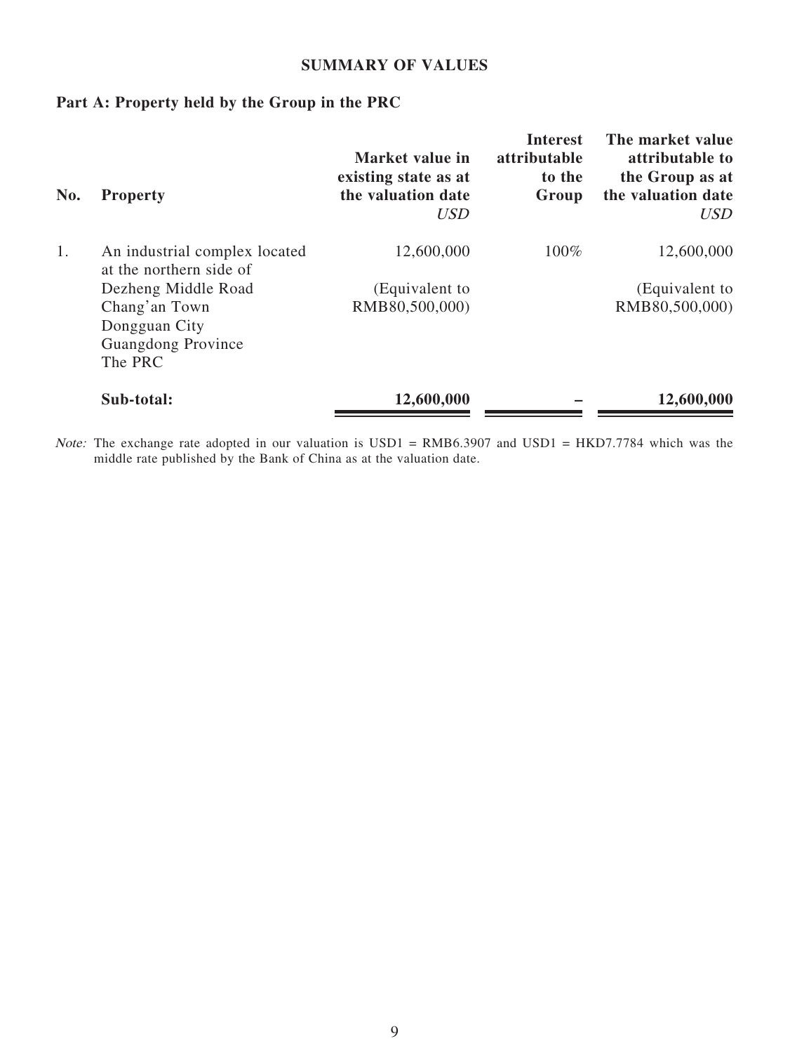## SUMMARY OF VALUES

### Part A: Property held by the Group in the PRC

| No. | Property | Market value in existing state as at the valuation date *USD* | Interest attributable to the Group | The market value attributable to the Group as at the valuation date *USD* |
|---|---|---|---|---|
| 1. | An industrial complex located at the northern side of Dezheng Middle Road Chang'an Town Dongguan City Guangdong Province The PRC | 12,600,000 (Equivalent to RMB80,500,000) | 100% | 12,600,000 (Equivalent to RMB80,500,000) |
| | **Sub-total:** | **12,600,000** | **–** | **12,600,000** |

*Note:* The exchange rate adopted in our valuation is USD1 = RMB6.3907 and USD1 = HKD7.7784 which was the middle rate published by the Bank of China as at the valuation date.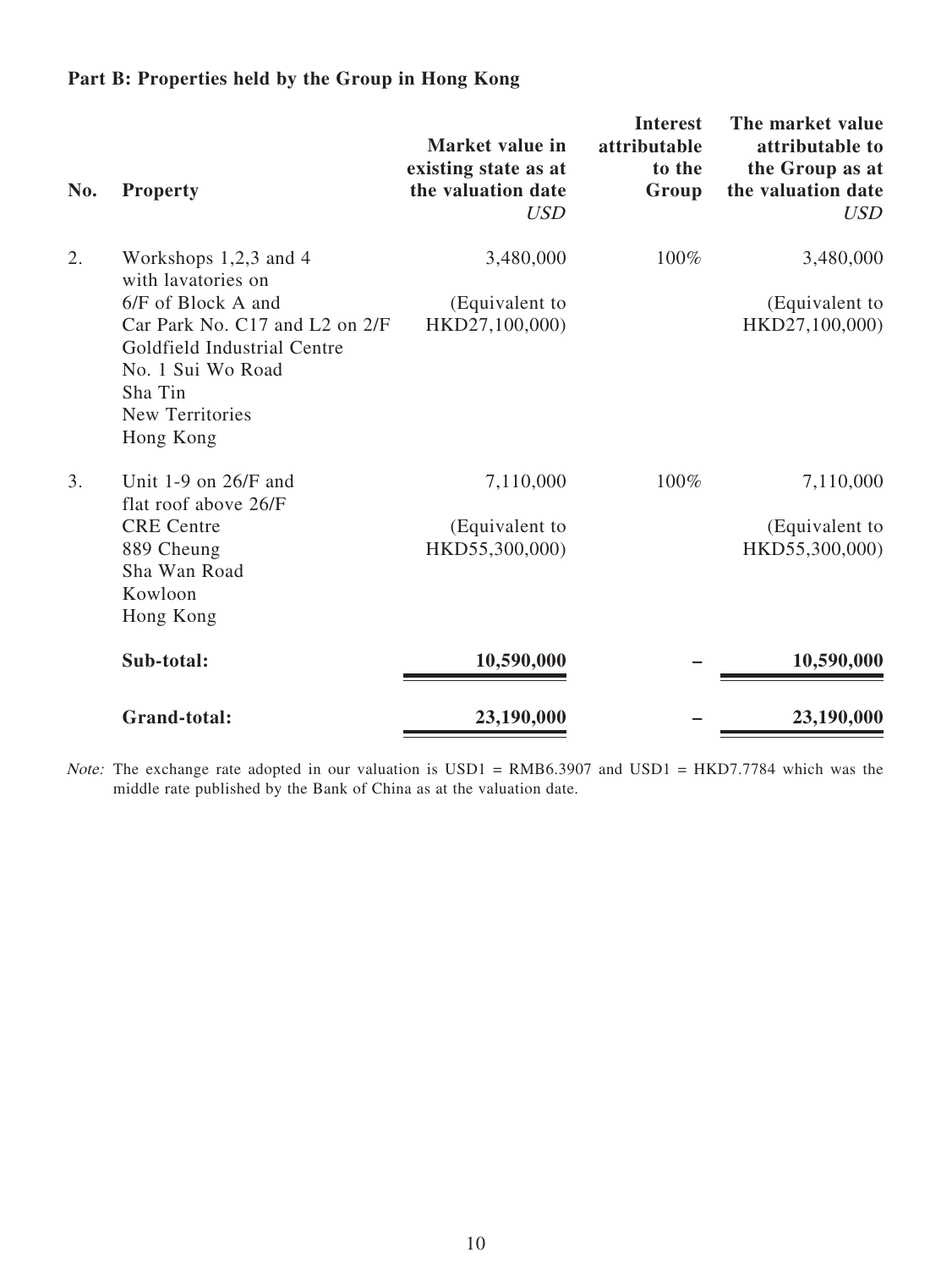**Part B: Properties held by the Group in Hong Kong**

| No. | Property | Market value in existing state as at the valuation date *USD* | Interest attributable to the Group | The market value attributable to the Group as at the valuation date *USD* |
|---|---|---|---|---|
| 2. | Workshops 1,2,3 and 4 with lavatories on 6/F of Block A and Car Park No. C17 and L2 on 2/F Goldfield Industrial Centre No. 1 Sui Wo Road Sha Tin New Territories Hong Kong | 3,480,000 (Equivalent to HKD27,100,000) | 100% | 3,480,000 (Equivalent to HKD27,100,000) |
| 3. | Unit 1-9 on 26/F and flat roof above 26/F CRE Centre 889 Cheung Sha Wan Road Kowloon Hong Kong | 7,110,000 (Equivalent to HKD55,300,000) | 100% | 7,110,000 (Equivalent to HKD55,300,000) |
| | **Sub-total:** | **10,590,000** | **–** | **10,590,000** |
| | **Grand-total:** | **23,190,000** | **–** | **23,190,000** |

*Note:* The exchange rate adopted in our valuation is USD1 = RMB6.3907 and USD1 = HKD7.7784 which was the middle rate published by the Bank of China as at the valuation date.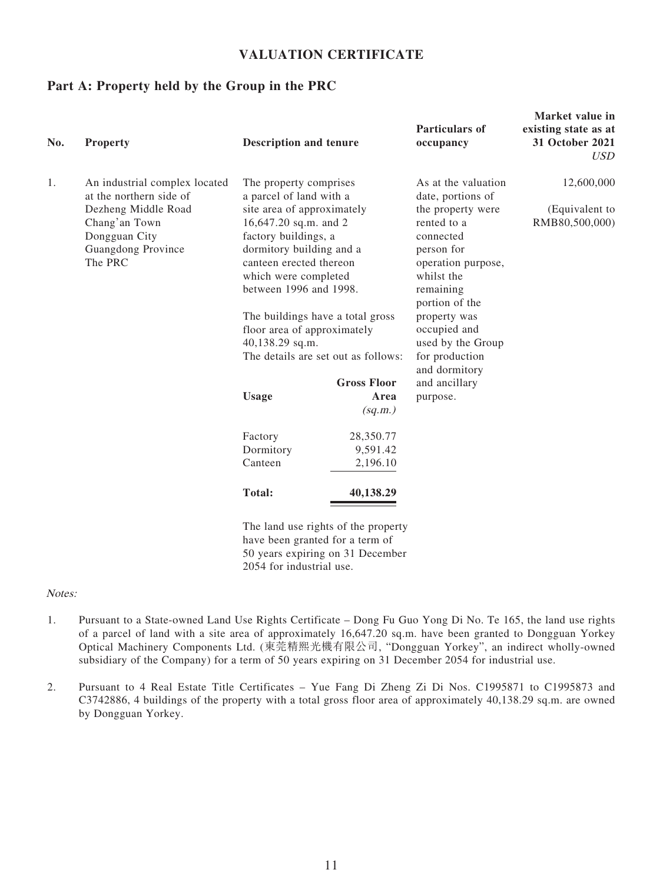# VALUATION CERTIFICATE

## Part A: Property held by the Group in the PRC

| No. | Property | Description and tenure | Particulars of occupancy | Market value in existing state as at 31 October 2021 *USD* |
|---|---|---|---|---|
| 1. | An industrial complex located at the northern side of Dezheng Middle Road Chang'an Town Dongguan City Guangdong Province The PRC | The property comprises a parcel of land with a site area of approximately 16,647.20 sq.m. and 2 factory buildings, a dormitory building and a canteen erected thereon which were completed between 1996 and 1998.<br><br>The buildings have a total gross floor area of approximately 40,138.29 sq.m. The details are set out as follows:<br><br>**Usage** / **Gross Floor Area** *(sq.m.)*<br>Factory 28,350.77<br>Dormitory 9,591.42<br>Canteen 2,196.10<br>**Total: 40,138.29**<br><br>The land use rights of the property have been granted for a term of 50 years expiring on 31 December 2054 for industrial use. | As at the valuation date, portions of the property were rented to a connected person for operation purpose, whilst the remaining portion of the property was occupied and used by the Group for production and dormitory and ancillary purpose. | 12,600,000<br><br>(Equivalent to RMB80,500,000) |

*Notes:*

1. Pursuant to a State-owned Land Use Rights Certificate – Dong Fu Guo Yong Di No. Te 165, the land use rights of a parcel of land with a site area of approximately 16,647.20 sq.m. have been granted to Dongguan Yorkey Optical Machinery Components Ltd. (東莞精熙光機有限公司, "Dongguan Yorkey", an indirect wholly-owned subsidiary of the Company) for a term of 50 years expiring on 31 December 2054 for industrial use.

2. Pursuant to 4 Real Estate Title Certificates – Yue Fang Di Zheng Zi Di Nos. C1995871 to C1995873 and C3742886, 4 buildings of the property with a total gross floor area of approximately 40,138.29 sq.m. are owned by Dongguan Yorkey.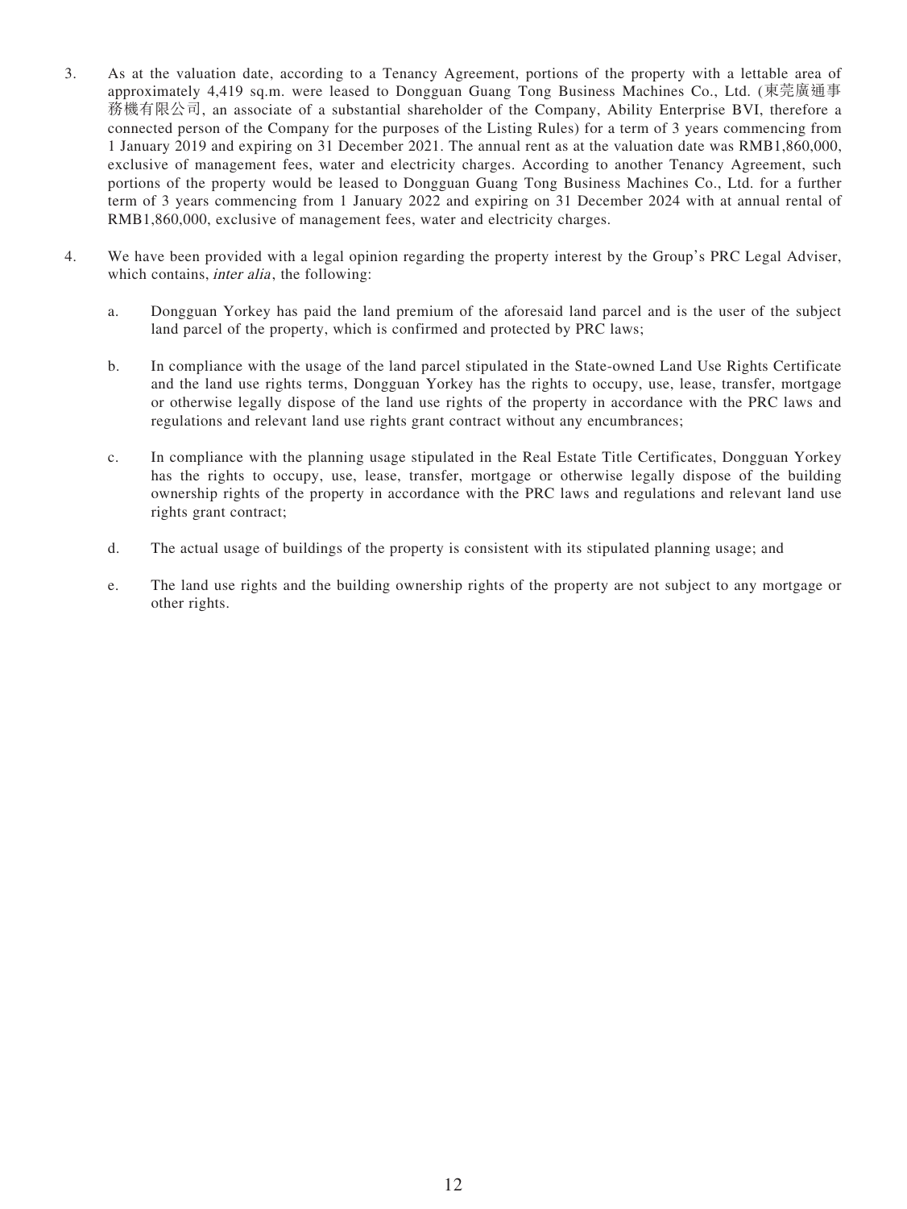3. As at the valuation date, according to a Tenancy Agreement, portions of the property with a lettable area of approximately 4,419 sq.m. were leased to Dongguan Guang Tong Business Machines Co., Ltd. (東莞廣通事務機有限公司, an associate of a substantial shareholder of the Company, Ability Enterprise BVI, therefore a connected person of the Company for the purposes of the Listing Rules) for a term of 3 years commencing from 1 January 2019 and expiring on 31 December 2021. The annual rent as at the valuation date was RMB1,860,000, exclusive of management fees, water and electricity charges. According to another Tenancy Agreement, such portions of the property would be leased to Dongguan Guang Tong Business Machines Co., Ltd. for a further term of 3 years commencing from 1 January 2022 and expiring on 31 December 2024 with at annual rental of RMB1,860,000, exclusive of management fees, water and electricity charges.

4. We have been provided with a legal opinion regarding the property interest by the Group's PRC Legal Adviser, which contains, *inter alia*, the following:

   a. Dongguan Yorkey has paid the land premium of the aforesaid land parcel and is the user of the subject land parcel of the property, which is confirmed and protected by PRC laws;

   b. In compliance with the usage of the land parcel stipulated in the State-owned Land Use Rights Certificate and the land use rights terms, Dongguan Yorkey has the rights to occupy, use, lease, transfer, mortgage or otherwise legally dispose of the land use rights of the property in accordance with the PRC laws and regulations and relevant land use rights grant contract without any encumbrances;

   c. In compliance with the planning usage stipulated in the Real Estate Title Certificates, Dongguan Yorkey has the rights to occupy, use, lease, transfer, mortgage or otherwise legally dispose of the building ownership rights of the property in accordance with the PRC laws and regulations and relevant land use rights grant contract;

   d. The actual usage of buildings of the property is consistent with its stipulated planning usage; and

   e. The land use rights and the building ownership rights of the property are not subject to any mortgage or other rights.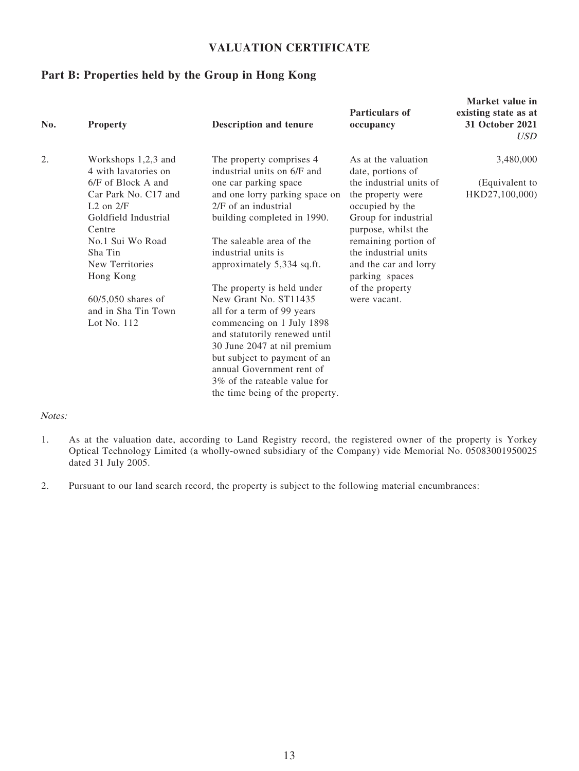# VALUATION CERTIFICATE

## Part B: Properties held by the Group in Hong Kong

| No. | Property | Description and tenure | Particulars of occupancy | Market value in existing state as at 31 October 2021 *USD* |
|---|---|---|---|---|
| 2. | Workshops 1,2,3 and 4 with lavatories on 6/F of Block A and Car Park No. C17 and L2 on 2/F Goldfield Industrial Centre No.1 Sui Wo Road Sha Tin New Territories Hong Kong<br><br>60/5,050 shares of and in Sha Tin Town Lot No. 112 | The property comprises 4 industrial units on 6/F and one car parking space and one lorry parking space on 2/F of an industrial building completed in 1990.<br><br>The saleable area of the industrial units is approximately 5,334 sq.ft.<br><br>The property is held under New Grant No. ST11435 all for a term of 99 years commencing on 1 July 1898 and statutorily renewed until 30 June 2047 at nil premium but subject to payment of an annual Government rent of 3% of the rateable value for the time being of the property. | As at the valuation date, portions of the industrial units of the property were occupied by the Group for industrial purpose, whilst the remaining portion of the industrial units and the car and lorry parking spaces of the property were vacant. | 3,480,000<br><br>(Equivalent to HKD27,100,000) |

*Notes:*

1. As at the valuation date, according to Land Registry record, the registered owner of the property is Yorkey Optical Technology Limited (a wholly-owned subsidiary of the Company) vide Memorial No. 05083001950025 dated 31 July 2005.

2. Pursuant to our land search record, the property is subject to the following material encumbrances: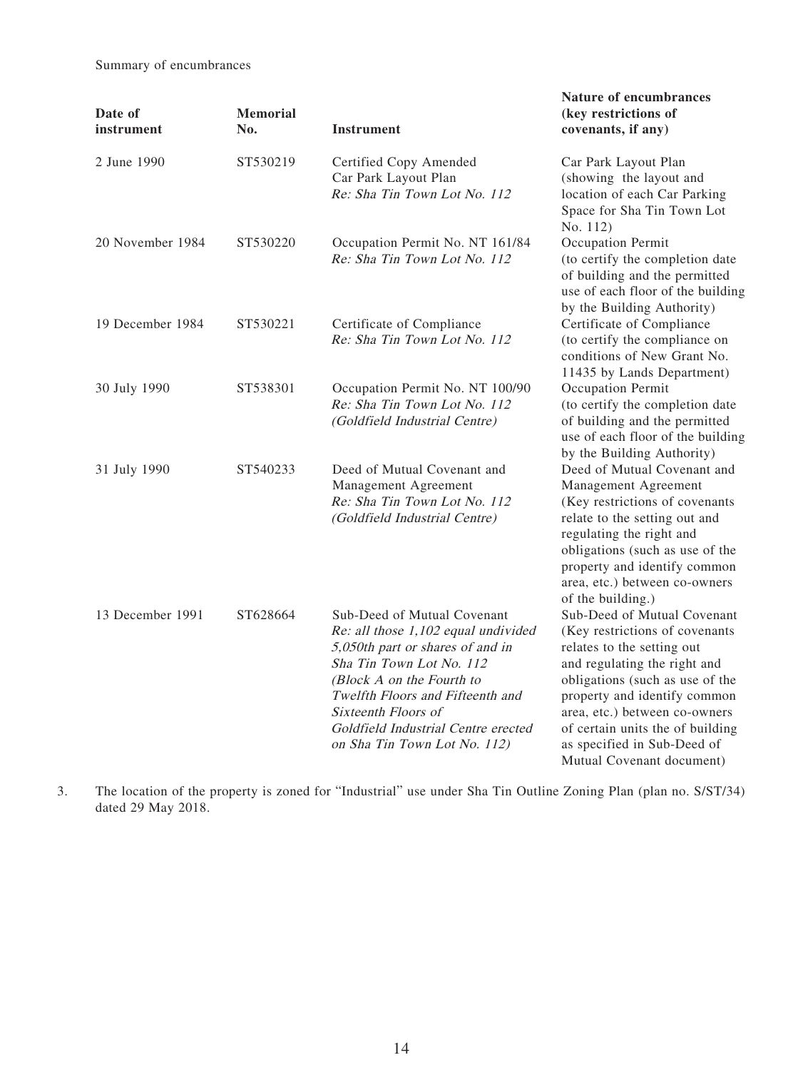Summary of encumbrances

| Date of instrument | Memorial No. | Instrument | Nature of encumbrances (key restrictions of covenants, if any) |
|---|---|---|---|
| 2 June 1990 | ST530219 | Certified Copy Amended Car Park Layout Plan *Re: Sha Tin Town Lot No. 112* | Car Park Layout Plan (showing the layout and location of each Car Parking Space for Sha Tin Town Lot No. 112) |
| 20 November 1984 | ST530220 | Occupation Permit No. NT 161/84 *Re: Sha Tin Town Lot No. 112* | Occupation Permit (to certify the completion date of building and the permitted use of each floor of the building by the Building Authority) |
| 19 December 1984 | ST530221 | Certificate of Compliance *Re: Sha Tin Town Lot No. 112* | Certificate of Compliance (to certify the compliance on conditions of New Grant No. 11435 by Lands Department) |
| 30 July 1990 | ST538301 | Occupation Permit No. NT 100/90 *Re: Sha Tin Town Lot No. 112 (Goldfield Industrial Centre)* | Occupation Permit (to certify the completion date of building and the permitted use of each floor of the building by the Building Authority) |
| 31 July 1990 | ST540233 | Deed of Mutual Covenant and Management Agreement *Re: Sha Tin Town Lot No. 112 (Goldfield Industrial Centre)* | Deed of Mutual Covenant and Management Agreement (Key restrictions of covenants relate to the setting out and regulating the right and obligations (such as use of the property and identify common area, etc.) between co-owners of the building.) |
| 13 December 1991 | ST628664 | Sub-Deed of Mutual Covenant *Re: all those 1,102 equal undivided 5,050th part or shares of and in Sha Tin Town Lot No. 112 (Block A on the Fourth to Twelfth Floors and Fifteenth and Sixteenth Floors of Goldfield Industrial Centre erected on Sha Tin Town Lot No. 112)* | Sub-Deed of Mutual Covenant (Key restrictions of covenants relates to the setting out and regulating the right and obligations (such as use of the property and identify common area, etc.) between co-owners of certain units the of building as specified in Sub-Deed of Mutual Covenant document) |

3. The location of the property is zoned for "Industrial" use under Sha Tin Outline Zoning Plan (plan no. S/ST/34) dated 29 May 2018.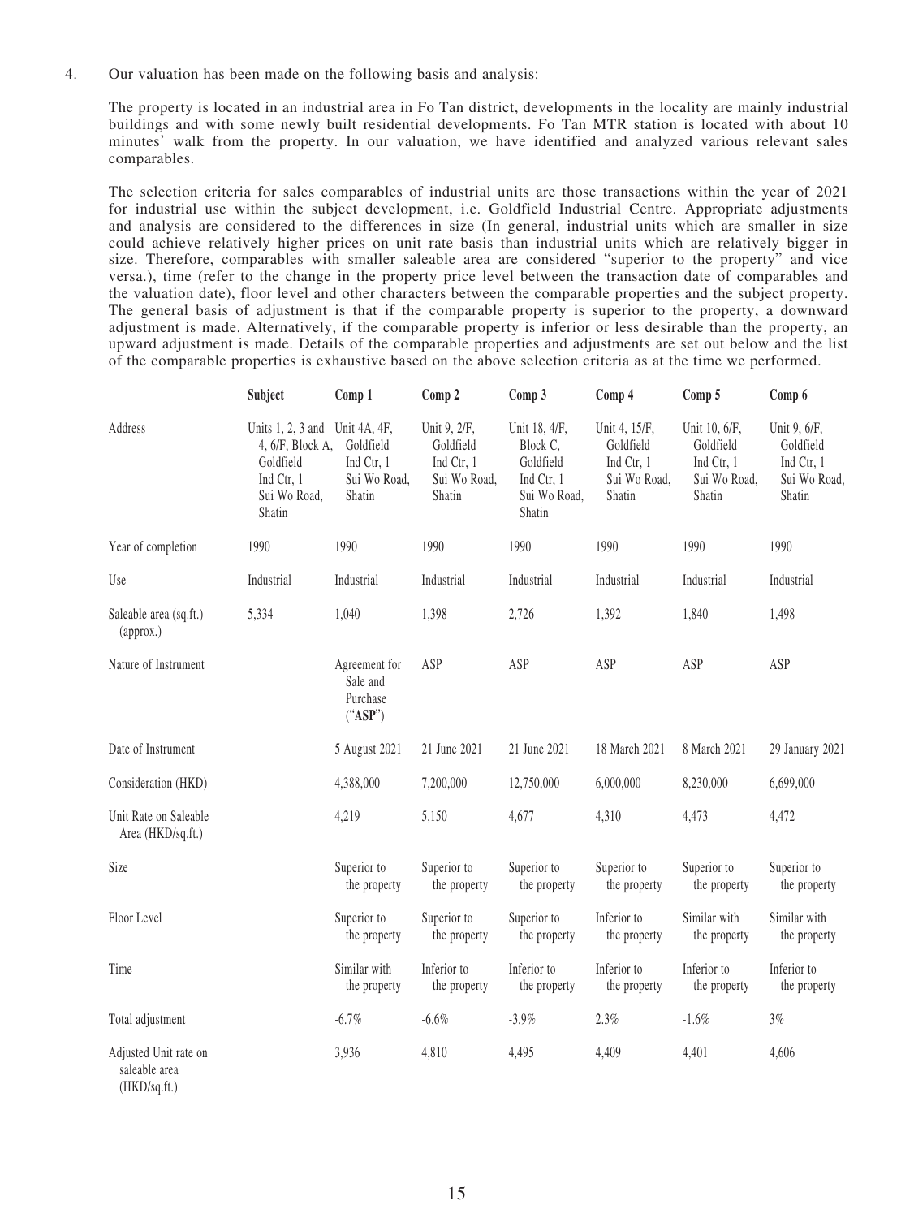4. Our valuation has been made on the following basis and analysis:

The property is located in an industrial area in Fo Tan district, developments in the locality are mainly industrial buildings and with some newly built residential developments. Fo Tan MTR station is located with about 10 minutes' walk from the property. In our valuation, we have identified and analyzed various relevant sales comparables.

The selection criteria for sales comparables of industrial units are those transactions within the year of 2021 for industrial use within the subject development, i.e. Goldfield Industrial Centre. Appropriate adjustments and analysis are considered to the differences in size (In general, industrial units which are smaller in size could achieve relatively higher prices on unit rate basis than industrial units which are relatively bigger in size. Therefore, comparables with smaller saleable area are considered "superior to the property" and vice versa.), time (refer to the change in the property price level between the transaction date of comparables and the valuation date), floor level and other characters between the comparable properties and the subject property. The general basis of adjustment is that if the comparable property is superior to the property, a downward adjustment is made. Alternatively, if the comparable property is inferior or less desirable than the property, an upward adjustment is made. Details of the comparable properties and adjustments are set out below and the list of the comparable properties is exhaustive based on the above selection criteria as at the time we performed.

| | Subject | Comp 1 | Comp 2 | Comp 3 | Comp 4 | Comp 5 | Comp 6 |
|---|---|---|---|---|---|---|---|
| Address | Units 1, 2, 3 and 4, 6/F, Block A, Goldfield Ind Ctr, 1 Sui Wo Road, Shatin | Unit 4A, 4F, Goldfield Ind Ctr, 1 Sui Wo Road, Shatin | Unit 9, 2/F, Goldfield Ind Ctr, 1 Sui Wo Road, Shatin | Unit 18, 4/F, Block C, Goldfield Ind Ctr, 1 Sui Wo Road, Shatin | Unit 4, 15/F, Goldfield Ind Ctr, 1 Sui Wo Road, Shatin | Unit 10, 6/F, Goldfield Ind Ctr, 1 Sui Wo Road, Shatin | Unit 9, 6/F, Goldfield Ind Ctr, 1 Sui Wo Road, Shatin |
| Year of completion | 1990 | 1990 | 1990 | 1990 | 1990 | 1990 | 1990 |
| Use | Industrial | Industrial | Industrial | Industrial | Industrial | Industrial | Industrial |
| Saleable area (sq.ft.) (approx.) | 5,334 | 1,040 | 1,398 | 2,726 | 1,392 | 1,840 | 1,498 |
| Nature of Instrument | | Agreement for Sale and Purchase ("**ASP**") | ASP | ASP | ASP | ASP | ASP |
| Date of Instrument | | 5 August 2021 | 21 June 2021 | 21 June 2021 | 18 March 2021 | 8 March 2021 | 29 January 2021 |
| Consideration (HKD) | | 4,388,000 | 7,200,000 | 12,750,000 | 6,000,000 | 8,230,000 | 6,699,000 |
| Unit Rate on Saleable Area (HKD/sq.ft.) | | 4,219 | 5,150 | 4,677 | 4,310 | 4,473 | 4,472 |
| Size | | Superior to the property | Superior to the property | Superior to the property | Superior to the property | Superior to the property | Superior to the property |
| Floor Level | | Superior to the property | Superior to the property | Superior to the property | Inferior to the property | Similar with the property | Similar with the property |
| Time | | Similar with the property | Inferior to the property | Inferior to the property | Inferior to the property | Inferior to the property | Inferior to the property |
| Total adjustment | | -6.7% | -6.6% | -3.9% | 2.3% | -1.6% | 3% |
| Adjusted Unit rate on saleable area (HKD/sq.ft.) | | 3,936 | 4,810 | 4,495 | 4,409 | 4,401 | 4,606 |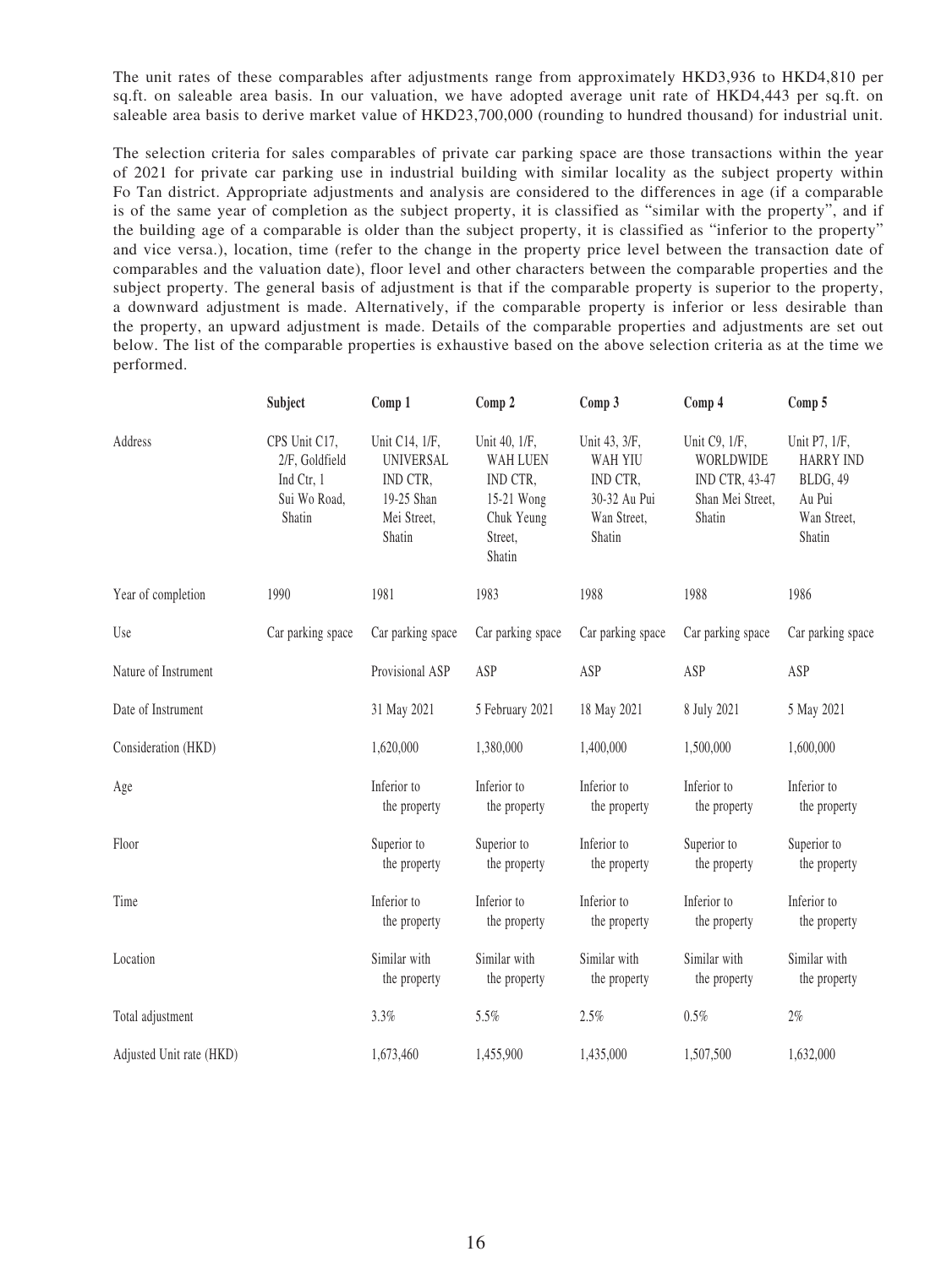The unit rates of these comparables after adjustments range from approximately HKD3,936 to HKD4,810 per sq.ft. on saleable area basis. In our valuation, we have adopted average unit rate of HKD4,443 per sq.ft. on saleable area basis to derive market value of HKD23,700,000 (rounding to hundred thousand) for industrial unit.

The selection criteria for sales comparables of private car parking space are those transactions within the year of 2021 for private car parking use in industrial building with similar locality as the subject property within Fo Tan district. Appropriate adjustments and analysis are considered to the differences in age (if a comparable is of the same year of completion as the subject property, it is classified as "similar with the property", and if the building age of a comparable is older than the subject property, it is classified as "inferior to the property" and vice versa.), location, time (refer to the change in the property price level between the transaction date of comparables and the valuation date), floor level and other characters between the comparable properties and the subject property. The general basis of adjustment is that if the comparable property is superior to the property, a downward adjustment is made. Alternatively, if the comparable property is inferior or less desirable than the property, an upward adjustment is made. Details of the comparable properties and adjustments are set out below. The list of the comparable properties is exhaustive based on the above selection criteria as at the time we performed.

| | Subject | Comp 1 | Comp 2 | Comp 3 | Comp 4 | Comp 5 |
|---|---|---|---|---|---|---|
| Address | CPS Unit C17, 2/F, Goldfield Ind Ctr, 1 Sui Wo Road, Shatin | Unit C14, 1/F, UNIVERSAL IND CTR, 19-25 Shan Mei Street, Shatin | Unit 40, 1/F, WAH LUEN IND CTR, 15-21 Wong Chuk Yeung Street, Shatin | Unit 43, 3/F, WAH YIU IND CTR, 30-32 Au Pui Wan Street, Shatin | Unit C9, 1/F, WORLDWIDE IND CTR, 43-47 Shan Mei Street, Shatin | Unit P7, 1/F, HARRY IND BLDG, 49 Au Pui Wan Street, Shatin |
| Year of completion | 1990 | 1981 | 1983 | 1988 | 1988 | 1986 |
| Use | Car parking space | Car parking space | Car parking space | Car parking space | Car parking space | Car parking space |
| Nature of Instrument | | Provisional ASP | ASP | ASP | ASP | ASP |
| Date of Instrument | | 31 May 2021 | 5 February 2021 | 18 May 2021 | 8 July 2021 | 5 May 2021 |
| Consideration (HKD) | | 1,620,000 | 1,380,000 | 1,400,000 | 1,500,000 | 1,600,000 |
| Age | | Inferior to the property | Inferior to the property | Inferior to the property | Inferior to the property | Inferior to the property |
| Floor | | Superior to the property | Superior to the property | Inferior to the property | Superior to the property | Superior to the property |
| Time | | Inferior to the property | Inferior to the property | Inferior to the property | Inferior to the property | Inferior to the property |
| Location | | Similar with the property | Similar with the property | Similar with the property | Similar with the property | Similar with the property |
| Total adjustment | | 3.3% | 5.5% | 2.5% | 0.5% | 2% |
| Adjusted Unit rate (HKD) | | 1,673,460 | 1,455,900 | 1,435,000 | 1,507,500 | 1,632,000 |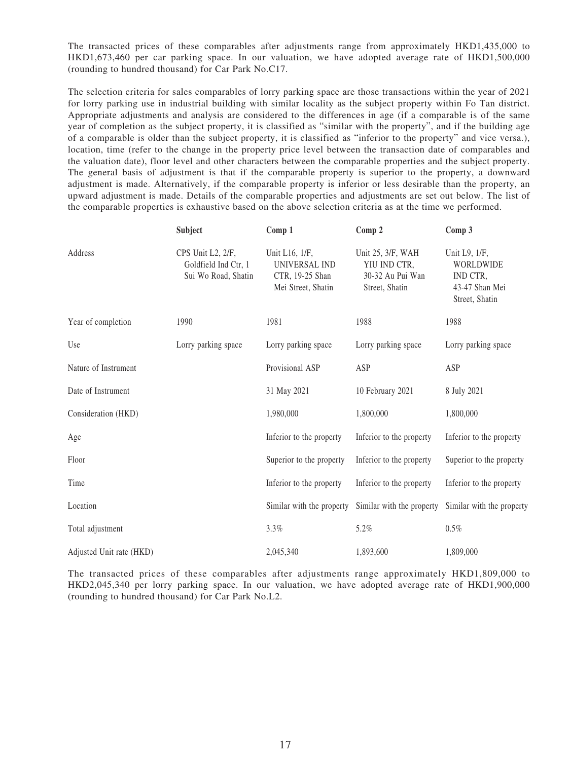The transacted prices of these comparables after adjustments range from approximately HKD1,435,000 to HKD1,673,460 per car parking space. In our valuation, we have adopted average rate of HKD1,500,000 (rounding to hundred thousand) for Car Park No.C17.

The selection criteria for sales comparables of lorry parking space are those transactions within the year of 2021 for lorry parking use in industrial building with similar locality as the subject property within Fo Tan district. Appropriate adjustments and analysis are considered to the differences in age (if a comparable is of the same year of completion as the subject property, it is classified as "similar with the property", and if the building age of a comparable is older than the subject property, it is classified as "inferior to the property" and vice versa.), location, time (refer to the change in the property price level between the transaction date of comparables and the valuation date), floor level and other characters between the comparable properties and the subject property. The general basis of adjustment is that if the comparable property is superior to the property, a downward adjustment is made. Alternatively, if the comparable property is inferior or less desirable than the property, an upward adjustment is made. Details of the comparable properties and adjustments are set out below. The list of the comparable properties is exhaustive based on the above selection criteria as at the time we performed.

| | Subject | Comp 1 | Comp 2 | Comp 3 |
|---|---|---|---|---|
| Address | CPS Unit L2, 2/F, Goldfield Ind Ctr, 1 Sui Wo Road, Shatin | Unit L16, 1/F, UNIVERSAL IND CTR, 19-25 Shan Mei Street, Shatin | Unit 25, 3/F, WAH YIU IND CTR, 30-32 Au Pui Wan Street, Shatin | Unit L9, 1/F, WORLDWIDE IND CTR, 43-47 Shan Mei Street, Shatin |
| Year of completion | 1990 | 1981 | 1988 | 1988 |
| Use | Lorry parking space | Lorry parking space | Lorry parking space | Lorry parking space |
| Nature of Instrument | | Provisional ASP | ASP | ASP |
| Date of Instrument | | 31 May 2021 | 10 February 2021 | 8 July 2021 |
| Consideration (HKD) | | 1,980,000 | 1,800,000 | 1,800,000 |
| Age | | Inferior to the property | Inferior to the property | Inferior to the property |
| Floor | | Superior to the property | Inferior to the property | Superior to the property |
| Time | | Inferior to the property | Inferior to the property | Inferior to the property |
| Location | | Similar with the property | Similar with the property | Similar with the property |
| Total adjustment | | 3.3% | 5.2% | 0.5% |
| Adjusted Unit rate (HKD) | | 2,045,340 | 1,893,600 | 1,809,000 |

The transacted prices of these comparables after adjustments range approximately HKD1,809,000 to HKD2,045,340 per lorry parking space. In our valuation, we have adopted average rate of HKD1,900,000 (rounding to hundred thousand) for Car Park No.L2.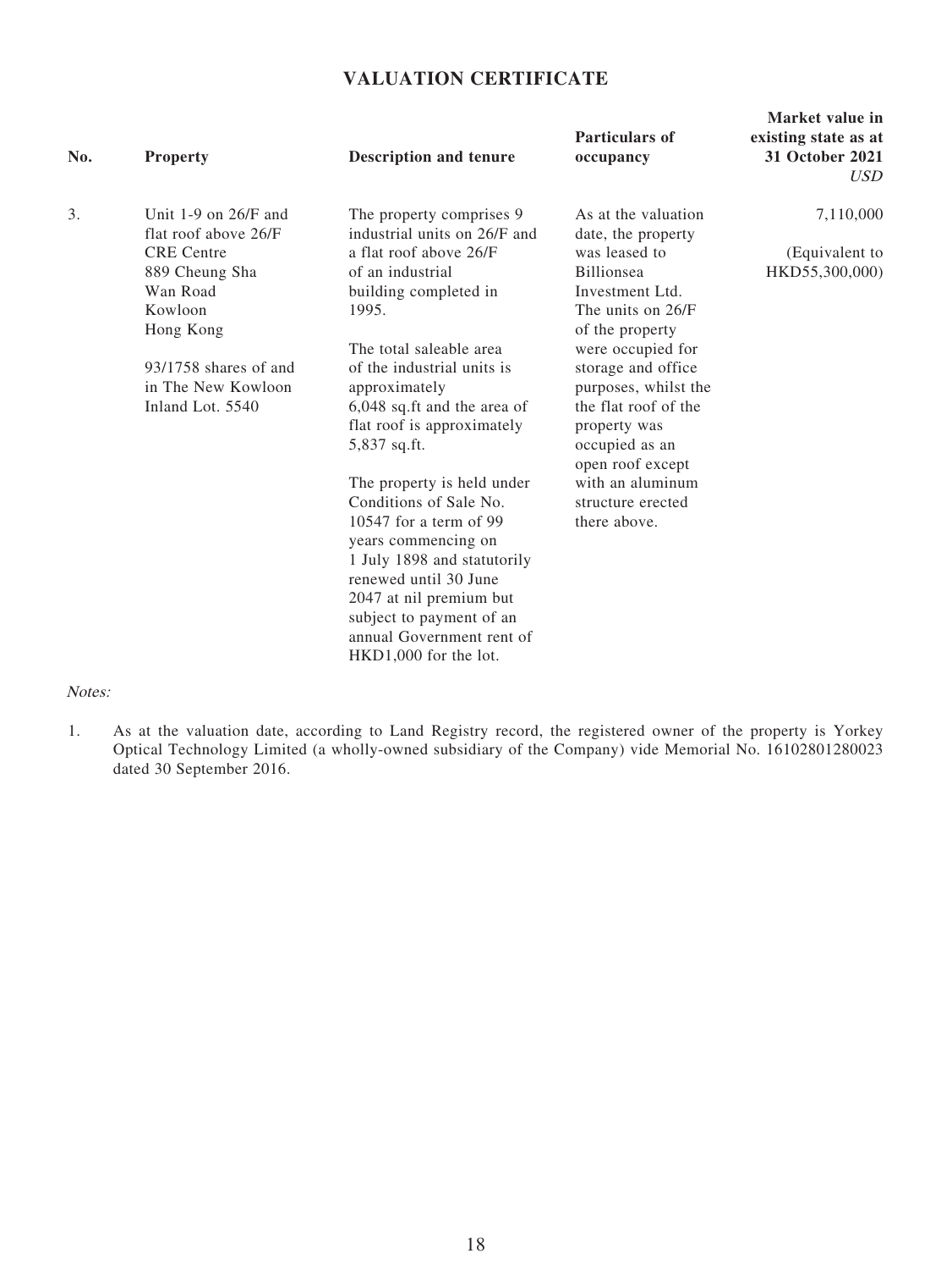# VALUATION CERTIFICATE

| No. | Property | Description and tenure | Particulars of occupancy | Market value in existing state as at 31 October 2021 *USD* |
|---|---|---|---|---|
| 3. | Unit 1-9 on 26/F and flat roof above 26/F CRE Centre 889 Cheung Sha Wan Road Kowloon Hong Kong<br><br>93/1758 shares of and in The New Kowloon Inland Lot. 5540 | The property comprises 9 industrial units on 26/F and a flat roof above 26/F of an industrial building completed in 1995.<br><br>The total saleable area of the industrial units is approximately 6,048 sq.ft and the area of flat roof is approximately 5,837 sq.ft.<br><br>The property is held under Conditions of Sale No. 10547 for a term of 99 years commencing on 1 July 1898 and statutorily renewed until 30 June 2047 at nil premium but subject to payment of an annual Government rent of HKD1,000 for the lot. | As at the valuation date, the property was leased to Billionsea Investment Ltd. The units on 26/F of the property were occupied for storage and office purposes, whilst the the flat roof of the property was occupied as an open roof except with an aluminum structure erected there above. | 7,110,000<br><br>(Equivalent to HKD55,300,000) |

*Notes:*

1. As at the valuation date, according to Land Registry record, the registered owner of the property is Yorkey Optical Technology Limited (a wholly-owned subsidiary of the Company) vide Memorial No. 16102801280023 dated 30 September 2016.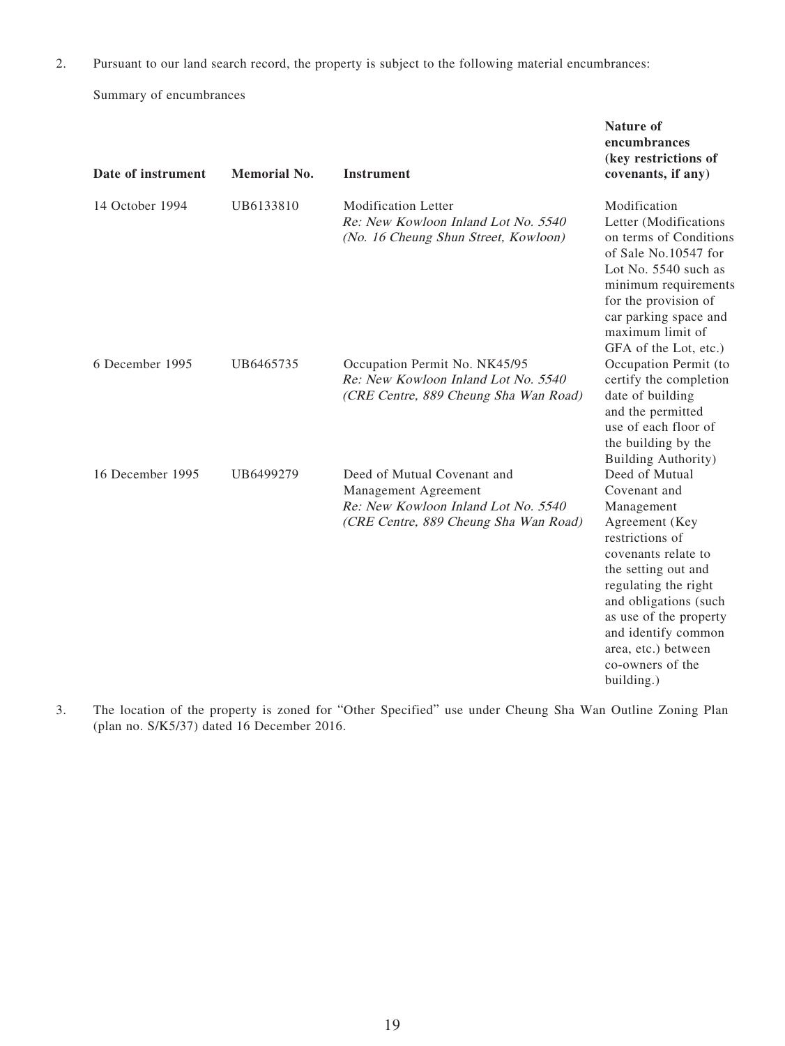2. Pursuant to our land search record, the property is subject to the following material encumbrances:

Summary of encumbrances

| Date of instrument | Memorial No. | Instrument | Nature of encumbrances (key restrictions of covenants, if any) |
|---|---|---|---|
| 14 October 1994 | UB6133810 | Modification Letter *Re: New Kowloon Inland Lot No. 5540 (No. 16 Cheung Shun Street, Kowloon)* | Modification Letter (Modifications on terms of Conditions of Sale No.10547 for Lot No. 5540 such as minimum requirements for the provision of car parking space and maximum limit of GFA of the Lot, etc.) |
| 6 December 1995 | UB6465735 | Occupation Permit No. NK45/95 *Re: New Kowloon Inland Lot No. 5540 (CRE Centre, 889 Cheung Sha Wan Road)* | Occupation Permit (to certify the completion date of building and the permitted use of each floor of the building by the Building Authority) |
| 16 December 1995 | UB6499279 | Deed of Mutual Covenant and Management Agreement *Re: New Kowloon Inland Lot No. 5540 (CRE Centre, 889 Cheung Sha Wan Road)* | Deed of Mutual Covenant and Management Agreement (Key restrictions of covenants relate to the setting out and regulating the right and obligations (such as use of the property and identify common area, etc.) between co-owners of the building.) |

3. The location of the property is zoned for "Other Specified" use under Cheung Sha Wan Outline Zoning Plan (plan no. S/K5/37) dated 16 December 2016.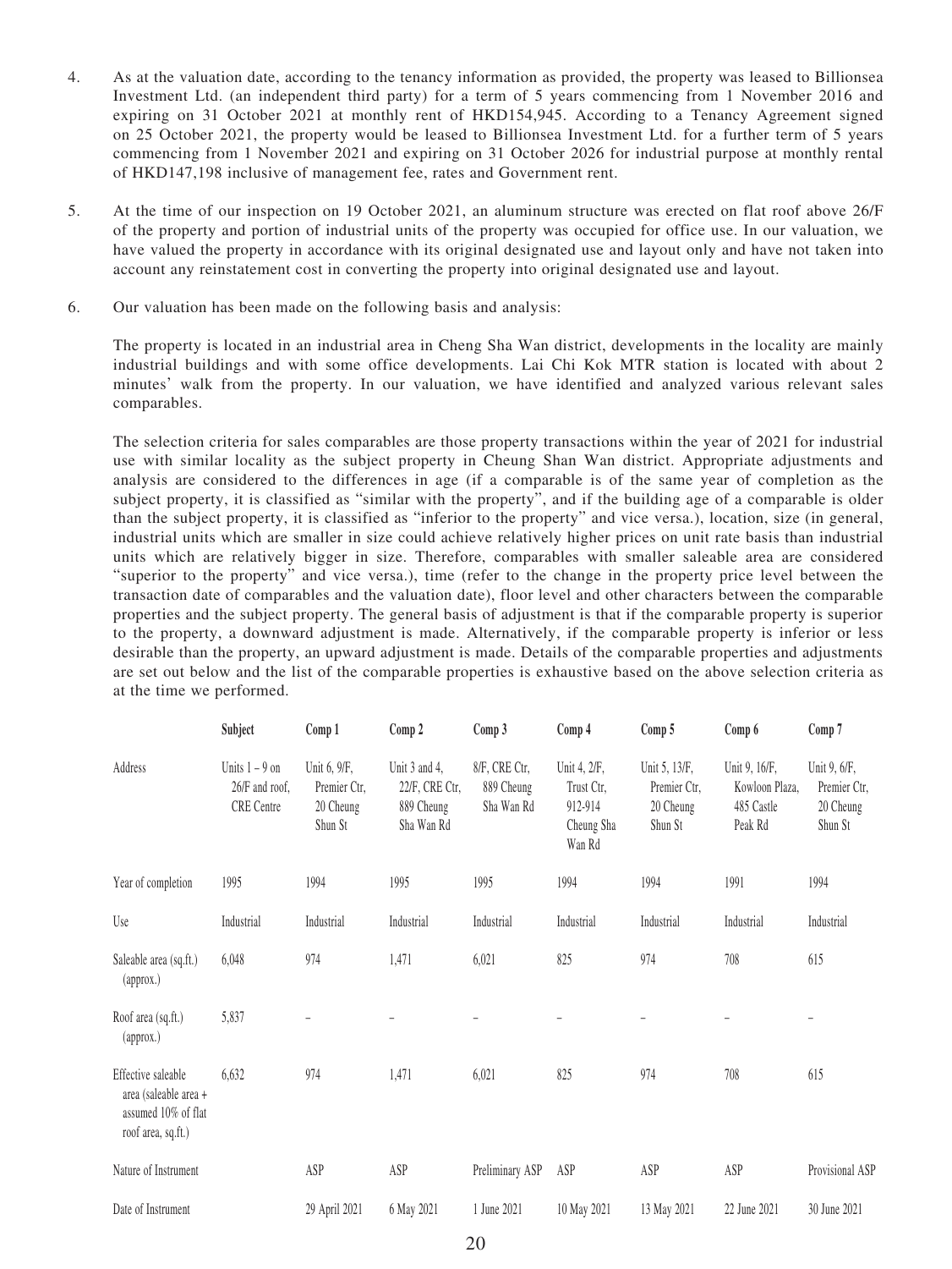4. As at the valuation date, according to the tenancy information as provided, the property was leased to Billionsea Investment Ltd. (an independent third party) for a term of 5 years commencing from 1 November 2016 and expiring on 31 October 2021 at monthly rent of HKD154,945. According to a Tenancy Agreement signed on 25 October 2021, the property would be leased to Billionsea Investment Ltd. for a further term of 5 years commencing from 1 November 2021 and expiring on 31 October 2026 for industrial purpose at monthly rental of HKD147,198 inclusive of management fee, rates and Government rent.

5. At the time of our inspection on 19 October 2021, an aluminum structure was erected on flat roof above 26/F of the property and portion of industrial units of the property was occupied for office use. In our valuation, we have valued the property in accordance with its original designated use and layout only and have not taken into account any reinstatement cost in converting the property into original designated use and layout.

6. Our valuation has been made on the following basis and analysis:

   The property is located in an industrial area in Cheng Sha Wan district, developments in the locality are mainly industrial buildings and with some office developments. Lai Chi Kok MTR station is located with about 2 minutes' walk from the property. In our valuation, we have identified and analyzed various relevant sales comparables.

   The selection criteria for sales comparables are those property transactions within the year of 2021 for industrial use with similar locality as the subject property in Cheung Shan Wan district. Appropriate adjustments and analysis are considered to the differences in age (if a comparable is of the same year of completion as the subject property, it is classified as "similar with the property", and if the building age of a comparable is older than the subject property, it is classified as "inferior to the property" and vice versa.), location, size (in general, industrial units which are smaller in size could achieve relatively higher prices on unit rate basis than industrial units which are relatively bigger in size. Therefore, comparables with smaller saleable area are considered "superior to the property" and vice versa.), time (refer to the change in the property price level between the transaction date of comparables and the valuation date), floor level and other characters between the comparable properties and the subject property. The general basis of adjustment is that if the comparable property is superior to the property, a downward adjustment is made. Alternatively, if the comparable property is inferior or less desirable than the property, an upward adjustment is made. Details of the comparable properties and adjustments are set out below and the list of the comparable properties is exhaustive based on the above selection criteria as at the time we performed.

| | Subject | Comp 1 | Comp 2 | Comp 3 | Comp 4 | Comp 5 | Comp 6 | Comp 7 |
|---|---|---|---|---|---|---|---|---|
| Address | Units 1 – 9 on 26/F and roof, CRE Centre | Unit 6, 9/F, Premier Ctr, 20 Cheung Shun St | Unit 3 and 4, 22/F, CRE Ctr, 889 Cheung Sha Wan Rd | 8/F, CRE Ctr, 889 Cheung Sha Wan Rd | Unit 4, 2/F, Trust Ctr, 912-914 Cheung Sha Wan Rd | Unit 5, 13/F, Premier Ctr, 20 Cheung Shun St | Unit 9, 16/F, Kowloon Plaza, 485 Castle Peak Rd | Unit 9, 6/F, Premier Ctr, 20 Cheung Shun St |
| Year of completion | 1995 | 1994 | 1995 | 1995 | 1994 | 1994 | 1991 | 1994 |
| Use | Industrial | Industrial | Industrial | Industrial | Industrial | Industrial | Industrial | Industrial |
| Saleable area (sq.ft.) (approx.) | 6,048 | 974 | 1,471 | 6,021 | 825 | 974 | 708 | 615 |
| Roof area (sq.ft.) (approx.) | 5,837 | – | – | – | – | – | – | – |
| Effective saleable area (saleable area + assumed 10% of flat roof area, sq.ft.) | 6,632 | 974 | 1,471 | 6,021 | 825 | 974 | 708 | 615 |
| Nature of Instrument | | ASP | ASP | Preliminary ASP | ASP | ASP | ASP | Provisional ASP |
| Date of Instrument | | 29 April 2021 | 6 May 2021 | 1 June 2021 | 10 May 2021 | 13 May 2021 | 22 June 2021 | 30 June 2021 |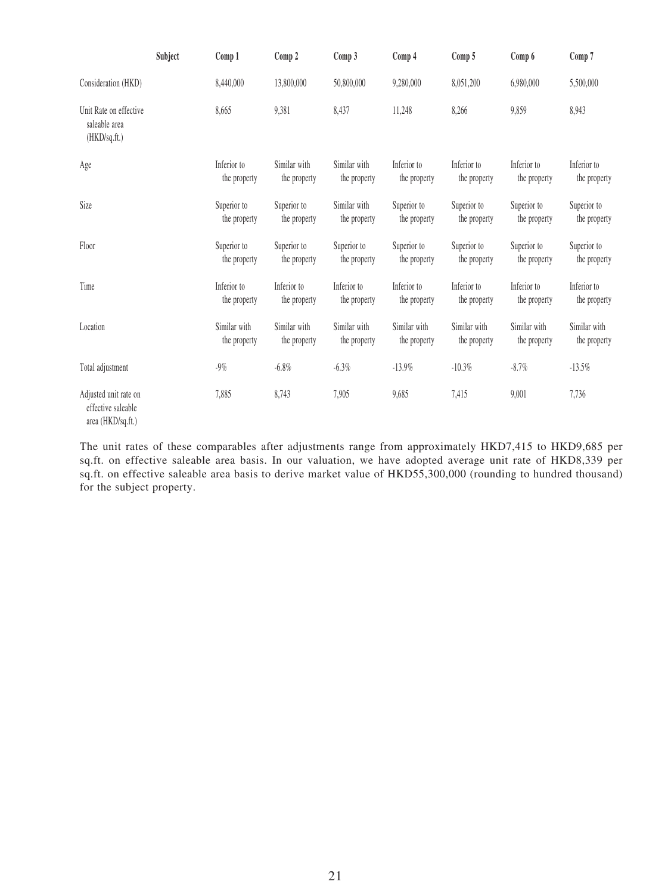| | Subject | Comp 1 | Comp 2 | Comp 3 | Comp 4 | Comp 5 | Comp 6 | Comp 7 |
|---|---|---|---|---|---|---|---|---|
| Consideration (HKD) | | 8,440,000 | 13,800,000 | 50,800,000 | 9,280,000 | 8,051,200 | 6,980,000 | 5,500,000 |
| Unit Rate on effective saleable area (HKD/sq.ft.) | | 8,665 | 9,381 | 8,437 | 11,248 | 8,266 | 9,859 | 8,943 |
| Age | | Inferior to the property | Similar with the property | Similar with the property | Inferior to the property | Inferior to the property | Inferior to the property | Inferior to the property |
| Size | | Superior to the property | Superior to the property | Similar with the property | Superior to the property | Superior to the property | Superior to the property | Superior to the property |
| Floor | | Superior to the property | Superior to the property | Superior to the property | Superior to the property | Superior to the property | Superior to the property | Superior to the property |
| Time | | Inferior to the property | Inferior to the property | Inferior to the property | Inferior to the property | Inferior to the property | Inferior to the property | Inferior to the property |
| Location | | Similar with the property | Similar with the property | Similar with the property | Similar with the property | Similar with the property | Similar with the property | Similar with the property |
| Total adjustment | | -9% | -6.8% | -6.3% | -13.9% | -10.3% | -8.7% | -13.5% |
| Adjusted unit rate on effective saleable area (HKD/sq.ft.) | | 7,885 | 8,743 | 7,905 | 9,685 | 7,415 | 9,001 | 7,736 |

The unit rates of these comparables after adjustments range from approximately HKD7,415 to HKD9,685 per sq.ft. on effective saleable area basis. In our valuation, we have adopted average unit rate of HKD8,339 per sq.ft. on effective saleable area basis to derive market value of HKD55,300,000 (rounding to hundred thousand) for the subject property.